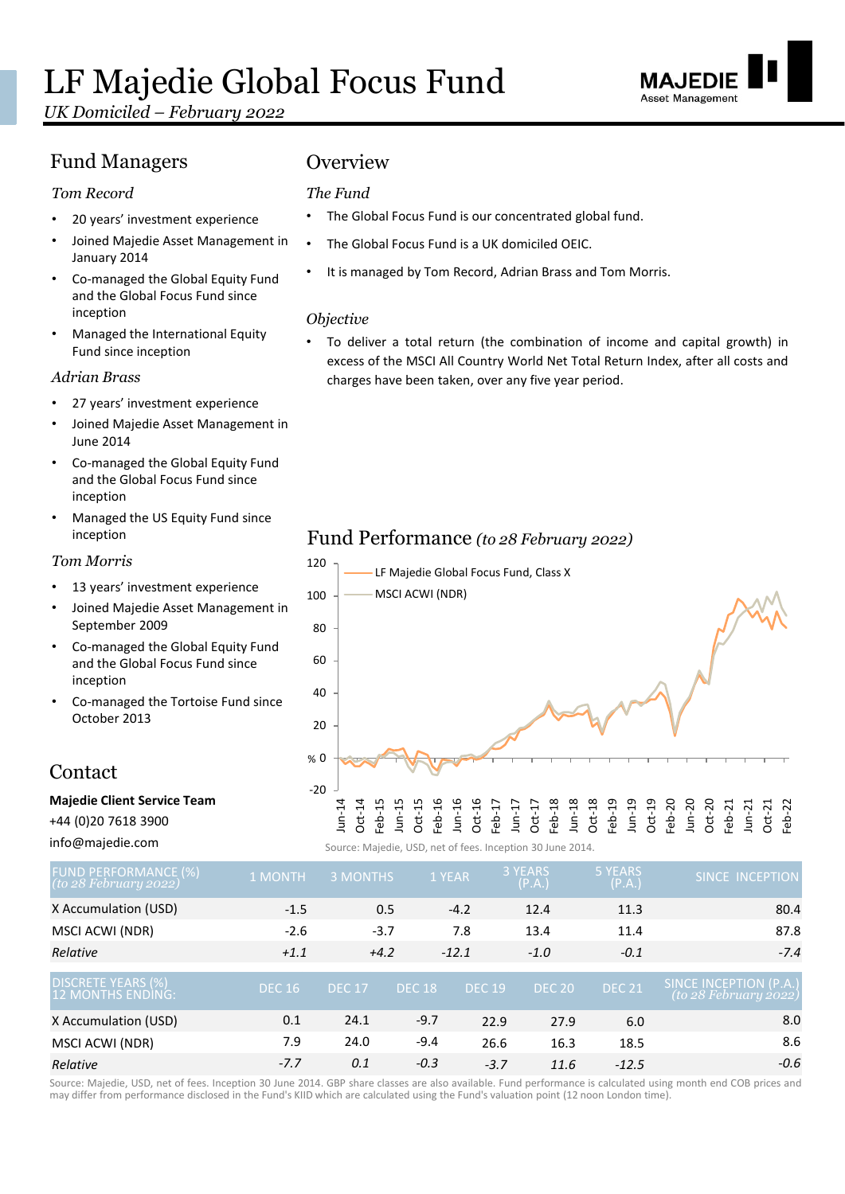# LF Majedie Global Focus Fund

*UK Domiciled – February 2022*

## Fund Managers

### *Tom Record*

- 20 years' investment experience
- Joined Majedie Asset Management in January 2014
- Co-managed the Global Equity Fund and the Global Focus Fund since inception
- Managed the International Equity Fund since inception

### *Adrian Brass*

- 27 years' investment experience
- Joined Majedie Asset Management in June 2014
- Co-managed the Global Equity Fund and the Global Focus Fund since inception
- Managed the US Equity Fund since inception

### *Tom Morris*

- 13 years' investment experience
- Joined Majedie Asset Management in September 2009
- Co-managed the Global Equity Fund and the Global Focus Fund since inception
- Co-managed the Tortoise Fund since October 2013

## Contact

**Majedie Client Service Team**

+44 (0)20 7618 3900

info@majedie.com

## Overview

### *The Fund*

- The Global Focus Fund is our concentrated global fund.
- The Global Focus Fund is a UK domiciled OEIC.
- It is managed by Tom Record, Adrian Brass and Tom Morris.

### *Objective*

- To deliver a total return (the combination of income and capital growth) in excess of the MSCI All Country World Net Total Return Index, after all costs and charges have been taken, over any five year period.

## Fund Performance *(to 28 February 2022)*

Legend: LF Majedie Global Focus Fund, Class X; MSCI ACWI (NDR)

Source: Majedie, USD, net of fees. Inception 30 June 2014.

| FUND PERFORMANCE (%) *(to 28 February 2022)* | 1 MONTH | 3 MONTHS | 1 YEAR | 3 YEARS (P.A.) | 5 YEARS (P.A.) | SINCE INCEPTION |
|---|---|---|---|---|---|---|
| X Accumulation (USD) | -1.5 | 0.5 | -4.2 | 12.4 | 11.3 | 80.4 |
| MSCI ACWI (NDR) | -2.6 | -3.7 | 7.8 | 13.4 | 11.4 | 87.8 |
| *Relative* | *+1.1* | *+4.2* | *-12.1* | *-1.0* | *-0.1* | *-7.4* |

| DISCRETE YEARS (%) 12 MONTHS ENDING: | DEC 16 | DEC 17 | DEC 18 | DEC 19 | DEC 20 | DEC 21 | SINCE INCEPTION (P.A.) *(to 28 February 2022)* |
|---|---|---|---|---|---|---|---|
| X Accumulation (USD) | 0.1 | 24.1 | -9.7 | 22.9 | 27.9 | 6.0 | 8.0 |
| MSCI ACWI (NDR) | 7.9 | 24.0 | -9.4 | 26.6 | 16.3 | 18.5 | 8.6 |
| *Relative* | *-7.7* | *0.1* | *-0.3* | *-3.7* | *11.6* | *-12.5* | *-0.6* |

Source: Majedie, USD, net of fees. Inception 30 June 2014. GBP share classes are also available. Fund performance is calculated using month end COB prices and may differ from performance disclosed in the Fund's KIID which are calculated using the Fund's valuation point (12 noon London time).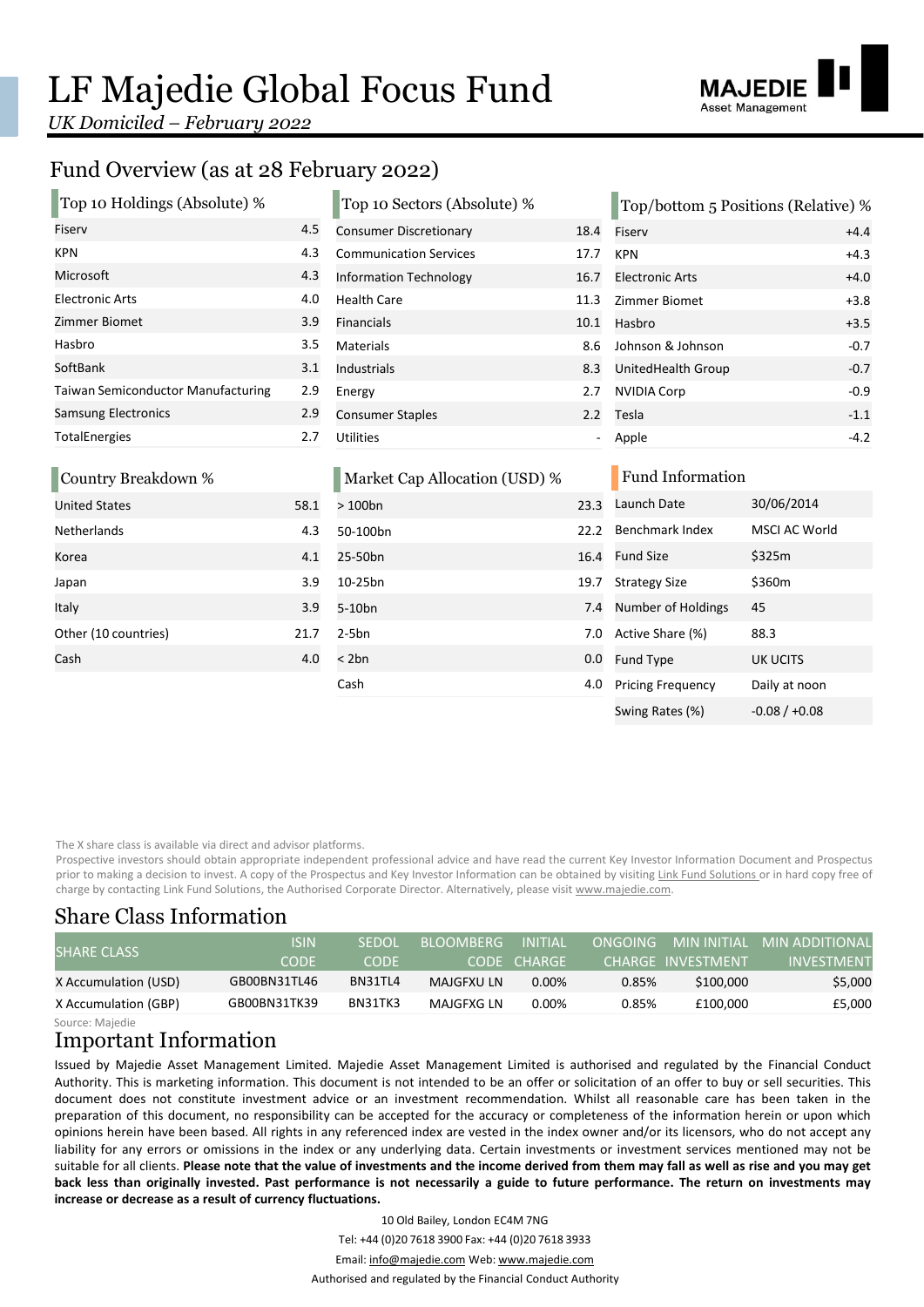# LF Majedie Global Focus Fund

*UK Domiciled – February 2022*

## Fund Overview (as at 28 February 2022)

### Top 10 Holdings (Absolute) %

| | |
|---|---|
| Fiserv | 4.5 |
| KPN | 4.3 |
| Microsoft | 4.3 |
| Electronic Arts | 4.0 |
| Zimmer Biomet | 3.9 |
| Hasbro | 3.5 |
| SoftBank | 3.1 |
| Taiwan Semiconductor Manufacturing | 2.9 |
| Samsung Electronics | 2.9 |
| TotalEnergies | 2.7 |

### Top 10 Sectors (Absolute) %

| | |
|---|---|
| Consumer Discretionary | 18.4 |
| Communication Services | 17.7 |
| Information Technology | 16.7 |
| Health Care | 11.3 |
| Financials | 10.1 |
| Materials | 8.6 |
| Industrials | 8.3 |
| Energy | 2.7 |
| Consumer Staples | 2.2 |
| Utilities | - |

### Top/bottom 5 Positions (Relative) %

| | |
|---|---|
| Fiserv | +4.4 |
| KPN | +4.3 |
| Electronic Arts | +4.0 |
| Zimmer Biomet | +3.8 |
| Hasbro | +3.5 |
| Johnson & Johnson | -0.7 |
| UnitedHealth Group | -0.7 |
| NVIDIA Corp | -0.9 |
| Tesla | -1.1 |
| Apple | -4.2 |

### Country Breakdown %

| | |
|---|---|
| United States | 58.1 |
| Netherlands | 4.3 |
| Korea | 4.1 |
| Japan | 3.9 |
| Italy | 3.9 |
| Other (10 countries) | 21.7 |
| Cash | 4.0 |

### Market Cap Allocation (USD) %

| | |
|---|---|
| > 100bn | 23.3 |
| 50-100bn | 22.2 |
| 25-50bn | 16.4 |
| 10-25bn | 19.7 |
| 5-10bn | 7.4 |
| 2-5bn | 7.0 |
| < 2bn | 0.0 |
| Cash | 4.0 |

### Fund Information

| | |
|---|---|
| Launch Date | 30/06/2014 |
| Benchmark Index | MSCI AC World |
| Fund Size | $325m |
| Strategy Size | $360m |
| Number of Holdings | 45 |
| Active Share (%) | 88.3 |
| Fund Type | UK UCITS |
| Pricing Frequency | Daily at noon |
| Swing Rates (%) | -0.08 / +0.08 |

The X share class is available via direct and advisor platforms.

Prospective investors should obtain appropriate independent professional advice and have read the current Key Investor Information Document and Prospectus prior to making a decision to invest. A copy of the Prospectus and Key Investor Information can be obtained by visiting Link Fund Solutions or in hard copy free of charge by contacting Link Fund Solutions, the Authorised Corporate Director. Alternatively, please visit www.majedie.com.

## Share Class Information

| SHARE CLASS | ISIN CODE | SEDOL CODE | BLOOMBERG CODE | INITIAL CHARGE | ONGOING CHARGE | MIN INITIAL INVESTMENT | MIN ADDITIONAL INVESTMENT |
|---|---|---|---|---|---|---|---|
| X Accumulation (USD) | GB00BN31TL46 | BN31TL4 | MAJGFXU LN | 0.00% | 0.85% | $100,000 | $5,000 |
| X Accumulation (GBP) | GB00BN31TK39 | BN31TK3 | MAJGFXG LN | 0.00% | 0.85% | £100,000 | £5,000 |

Source: Majedie

## Important Information

Issued by Majedie Asset Management Limited. Majedie Asset Management Limited is authorised and regulated by the Financial Conduct Authority. This is marketing information. This document is not intended to be an offer or solicitation of an offer to buy or sell securities. This document does not constitute investment advice or an investment recommendation. Whilst all reasonable care has been taken in the preparation of this document, no responsibility can be accepted for the accuracy or completeness of the information herein or upon which opinions herein have been based. All rights in any referenced index are vested in the index owner and/or its licensors, who do not accept any liability for any errors or omissions in the index or any underlying data. Certain investments or investment services mentioned may not be suitable for all clients. **Please note that the value of investments and the income derived from them may fall as well as rise and you may get back less than originally invested. Past performance is not necessarily a guide to future performance. The return on investments may increase or decrease as a result of currency fluctuations.**

10 Old Bailey, London EC4M 7NG

Tel: +44 (0)20 7618 3900 Fax: +44 (0)20 7618 3933

Email: info@majedie.com Web: www.majedie.com

Authorised and regulated by the Financial Conduct Authority